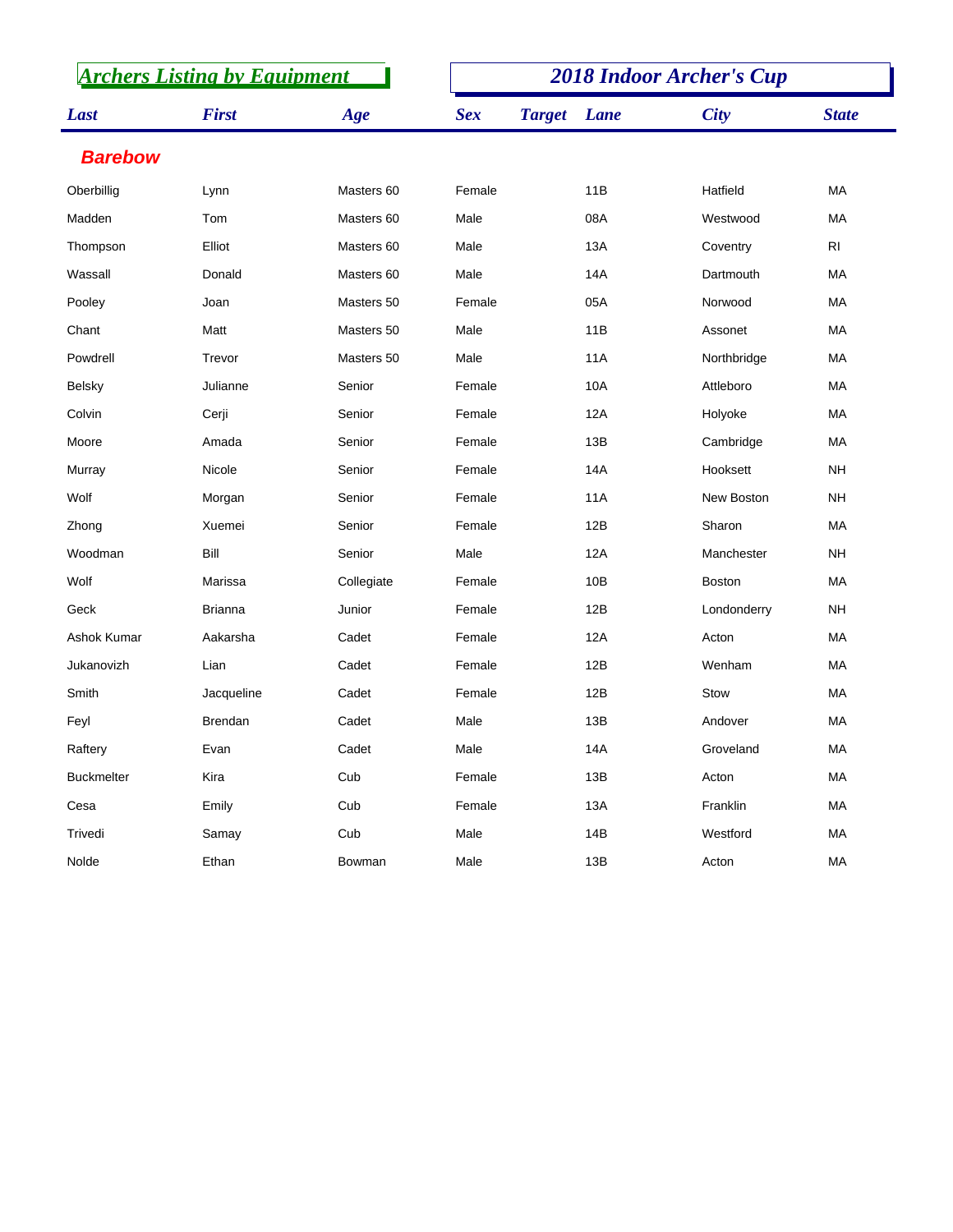## Archers Listing by Equipment

## 2018 Indoor Archer's Cup

| Last | First | Age | Sex | Target | Lane | City | State |
|---|---|---|---|---|---|---|---|
| **Barebow** | | | | | | | |
| Oberbillig | Lynn | Masters 60 | Female | | 11B | Hatfield | MA |
| Madden | Tom | Masters 60 | Male | | 08A | Westwood | MA |
| Thompson | Elliot | Masters 60 | Male | | 13A | Coventry | RI |
| Wassall | Donald | Masters 60 | Male | | 14A | Dartmouth | MA |
| Pooley | Joan | Masters 50 | Female | | 05A | Norwood | MA |
| Chant | Matt | Masters 50 | Male | | 11B | Assonet | MA |
| Powdrell | Trevor | Masters 50 | Male | | 11A | Northbridge | MA |
| Belsky | Julianne | Senior | Female | | 10A | Attleboro | MA |
| Colvin | Cerji | Senior | Female | | 12A | Holyoke | MA |
| Moore | Amada | Senior | Female | | 13B | Cambridge | MA |
| Murray | Nicole | Senior | Female | | 14A | Hooksett | NH |
| Wolf | Morgan | Senior | Female | | 11A | New Boston | NH |
| Zhong | Xuemei | Senior | Female | | 12B | Sharon | MA |
| Woodman | Bill | Senior | Male | | 12A | Manchester | NH |
| Wolf | Marissa | Collegiate | Female | | 10B | Boston | MA |
| Geck | Brianna | Junior | Female | | 12B | Londonderry | NH |
| Ashok Kumar | Aakarsha | Cadet | Female | | 12A | Acton | MA |
| Jukanovizh | Lian | Cadet | Female | | 12B | Wenham | MA |
| Smith | Jacqueline | Cadet | Female | | 12B | Stow | MA |
| Feyl | Brendan | Cadet | Male | | 13B | Andover | MA |
| Raftery | Evan | Cadet | Male | | 14A | Groveland | MA |
| Buckmelter | Kira | Cub | Female | | 13B | Acton | MA |
| Cesa | Emily | Cub | Female | | 13A | Franklin | MA |
| Trivedi | Samay | Cub | Male | | 14B | Westford | MA |
| Nolde | Ethan | Bowman | Male | | 13B | Acton | MA |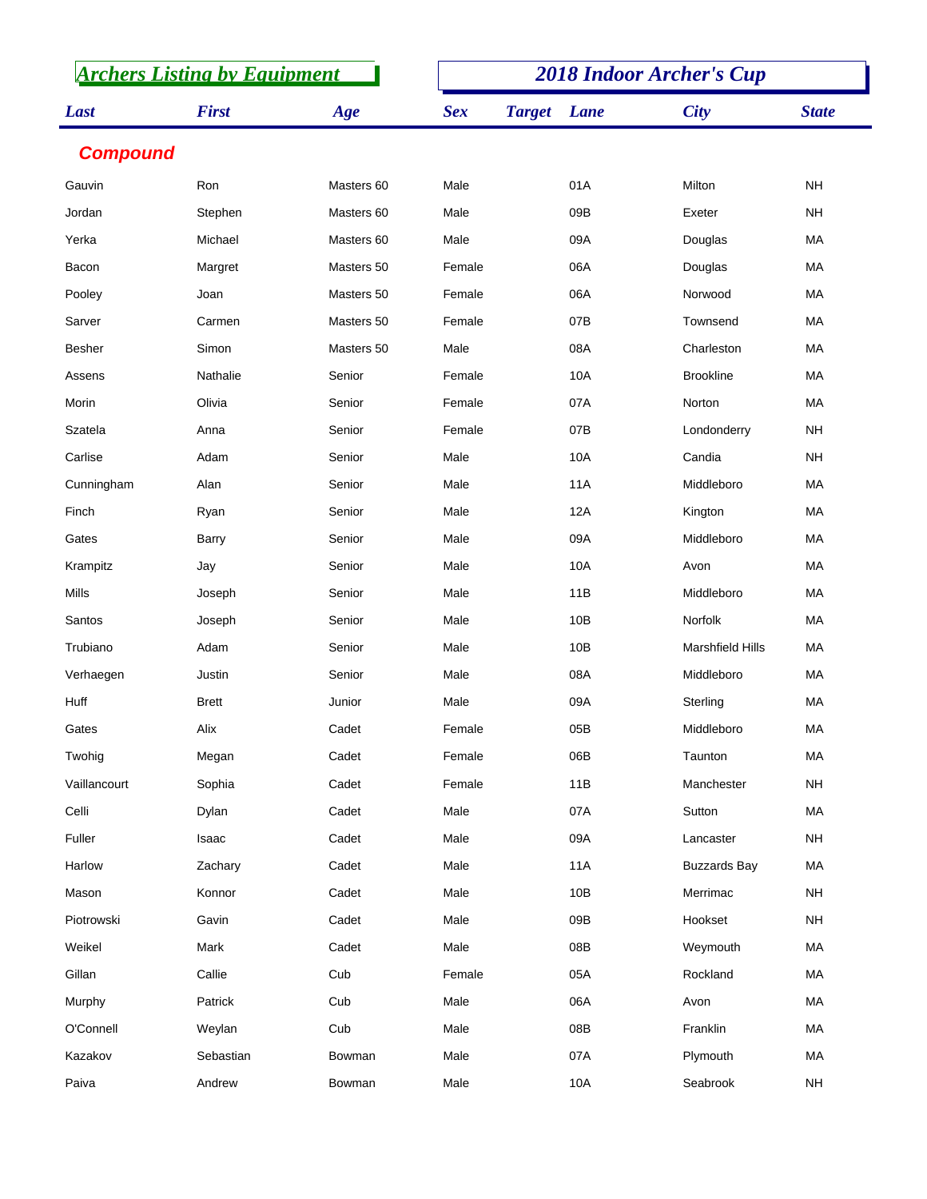## Archers Listing by Equipment

## 2018 Indoor Archer's Cup

| Last | First | Age | Sex | Target | Lane | City | State |
|---|---|---|---|---|---|---|---|
| **Compound** | | | | | | | |
| Gauvin | Ron | Masters 60 | Male | | 01A | Milton | NH |
| Jordan | Stephen | Masters 60 | Male | | 09B | Exeter | NH |
| Yerka | Michael | Masters 60 | Male | | 09A | Douglas | MA |
| Bacon | Margret | Masters 50 | Female | | 06A | Douglas | MA |
| Pooley | Joan | Masters 50 | Female | | 06A | Norwood | MA |
| Sarver | Carmen | Masters 50 | Female | | 07B | Townsend | MA |
| Besher | Simon | Masters 50 | Male | | 08A | Charleston | MA |
| Assens | Nathalie | Senior | Female | | 10A | Brookline | MA |
| Morin | Olivia | Senior | Female | | 07A | Norton | MA |
| Szatela | Anna | Senior | Female | | 07B | Londonderry | NH |
| Carlise | Adam | Senior | Male | | 10A | Candia | NH |
| Cunningham | Alan | Senior | Male | | 11A | Middleboro | MA |
| Finch | Ryan | Senior | Male | | 12A | Kington | MA |
| Gates | Barry | Senior | Male | | 09A | Middleboro | MA |
| Krampitz | Jay | Senior | Male | | 10A | Avon | MA |
| Mills | Joseph | Senior | Male | | 11B | Middleboro | MA |
| Santos | Joseph | Senior | Male | | 10B | Norfolk | MA |
| Trubiano | Adam | Senior | Male | | 10B | Marshfield Hills | MA |
| Verhaegen | Justin | Senior | Male | | 08A | Middleboro | MA |
| Huff | Brett | Junior | Male | | 09A | Sterling | MA |
| Gates | Alix | Cadet | Female | | 05B | Middleboro | MA |
| Twohig | Megan | Cadet | Female | | 06B | Taunton | MA |
| Vaillancourt | Sophia | Cadet | Female | | 11B | Manchester | NH |
| Celli | Dylan | Cadet | Male | | 07A | Sutton | MA |
| Fuller | Isaac | Cadet | Male | | 09A | Lancaster | NH |
| Harlow | Zachary | Cadet | Male | | 11A | Buzzards Bay | MA |
| Mason | Konnor | Cadet | Male | | 10B | Merrimac | NH |
| Piotrowski | Gavin | Cadet | Male | | 09B | Hookset | NH |
| Weikel | Mark | Cadet | Male | | 08B | Weymouth | MA |
| Gillan | Callie | Cub | Female | | 05A | Rockland | MA |
| Murphy | Patrick | Cub | Male | | 06A | Avon | MA |
| O'Connell | Weylan | Cub | Male | | 08B | Franklin | MA |
| Kazakov | Sebastian | Bowman | Male | | 07A | Plymouth | MA |
| Paiva | Andrew | Bowman | Male | | 10A | Seabrook | NH |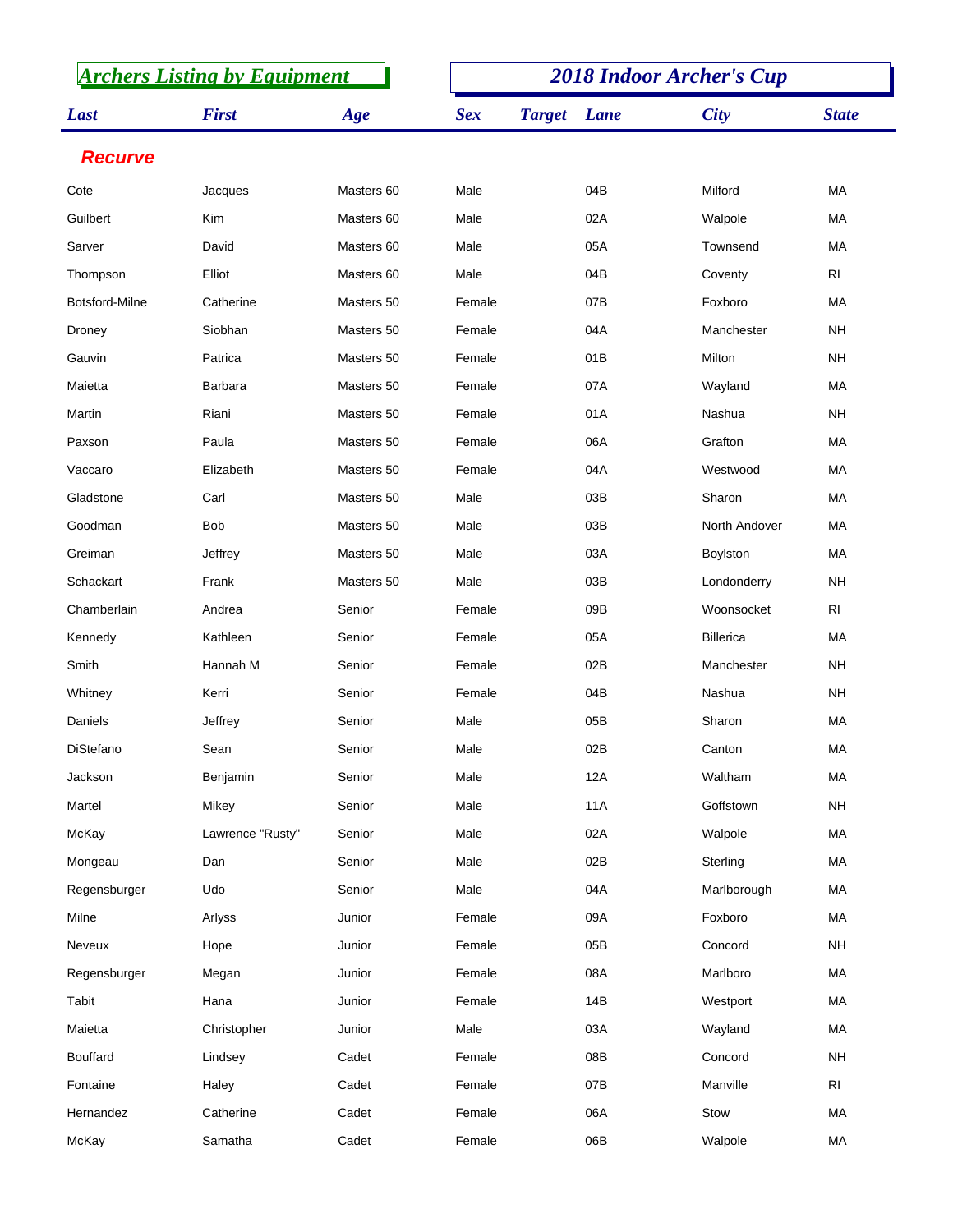## Archers Listing by Equipment

## 2018 Indoor Archer's Cup

| Last | First | Age | Sex | Target | Lane | City | State |
|---|---|---|---|---|---|---|---|
| **Recurve** | | | | | | | |
| Cote | Jacques | Masters 60 | Male | | 04B | Milford | MA |
| Guilbert | Kim | Masters 60 | Male | | 02A | Walpole | MA |
| Sarver | David | Masters 60 | Male | | 05A | Townsend | MA |
| Thompson | Elliot | Masters 60 | Male | | 04B | Coventy | RI |
| Botsford-Milne | Catherine | Masters 50 | Female | | 07B | Foxboro | MA |
| Droney | Siobhan | Masters 50 | Female | | 04A | Manchester | NH |
| Gauvin | Patrica | Masters 50 | Female | | 01B | Milton | NH |
| Maietta | Barbara | Masters 50 | Female | | 07A | Wayland | MA |
| Martin | Riani | Masters 50 | Female | | 01A | Nashua | NH |
| Paxson | Paula | Masters 50 | Female | | 06A | Grafton | MA |
| Vaccaro | Elizabeth | Masters 50 | Female | | 04A | Westwood | MA |
| Gladstone | Carl | Masters 50 | Male | | 03B | Sharon | MA |
| Goodman | Bob | Masters 50 | Male | | 03B | North Andover | MA |
| Greiman | Jeffrey | Masters 50 | Male | | 03A | Boylston | MA |
| Schackart | Frank | Masters 50 | Male | | 03B | Londonderry | NH |
| Chamberlain | Andrea | Senior | Female | | 09B | Woonsocket | RI |
| Kennedy | Kathleen | Senior | Female | | 05A | Billerica | MA |
| Smith | Hannah M | Senior | Female | | 02B | Manchester | NH |
| Whitney | Kerri | Senior | Female | | 04B | Nashua | NH |
| Daniels | Jeffrey | Senior | Male | | 05B | Sharon | MA |
| DiStefano | Sean | Senior | Male | | 02B | Canton | MA |
| Jackson | Benjamin | Senior | Male | | 12A | Waltham | MA |
| Martel | Mikey | Senior | Male | | 11A | Goffstown | NH |
| McKay | Lawrence "Rusty" | Senior | Male | | 02A | Walpole | MA |
| Mongeau | Dan | Senior | Male | | 02B | Sterling | MA |
| Regensburger | Udo | Senior | Male | | 04A | Marlborough | MA |
| Milne | Arlyss | Junior | Female | | 09A | Foxboro | MA |
| Neveux | Hope | Junior | Female | | 05B | Concord | NH |
| Regensburger | Megan | Junior | Female | | 08A | Marlboro | MA |
| Tabit | Hana | Junior | Female | | 14B | Westport | MA |
| Maietta | Christopher | Junior | Male | | 03A | Wayland | MA |
| Bouffard | Lindsey | Cadet | Female | | 08B | Concord | NH |
| Fontaine | Haley | Cadet | Female | | 07B | Manville | RI |
| Hernandez | Catherine | Cadet | Female | | 06A | Stow | MA |
| McKay | Samatha | Cadet | Female | | 06B | Walpole | MA |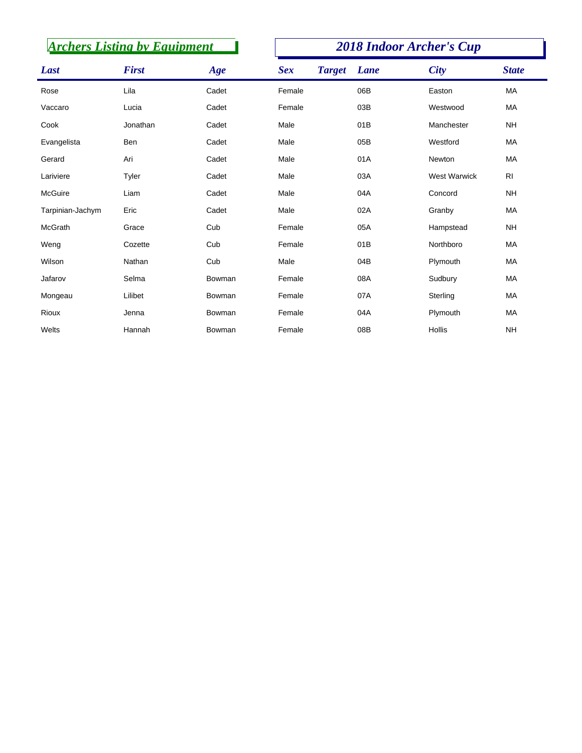## Archers Listing by Equipment

## 2018 Indoor Archer's Cup

| Last | First | Age | Sex | Target | Lane | City | State |
| --- | --- | --- | --- | --- | --- | --- | --- |
| Rose | Lila | Cadet | Female | | 06B | Easton | MA |
| Vaccaro | Lucia | Cadet | Female | | 03B | Westwood | MA |
| Cook | Jonathan | Cadet | Male | | 01B | Manchester | NH |
| Evangelista | Ben | Cadet | Male | | 05B | Westford | MA |
| Gerard | Ari | Cadet | Male | | 01A | Newton | MA |
| Lariviere | Tyler | Cadet | Male | | 03A | West Warwick | RI |
| McGuire | Liam | Cadet | Male | | 04A | Concord | NH |
| Tarpinian-Jachym | Eric | Cadet | Male | | 02A | Granby | MA |
| McGrath | Grace | Cub | Female | | 05A | Hampstead | NH |
| Weng | Cozette | Cub | Female | | 01B | Northboro | MA |
| Wilson | Nathan | Cub | Male | | 04B | Plymouth | MA |
| Jafarov | Selma | Bowman | Female | | 08A | Sudbury | MA |
| Mongeau | Lilibet | Bowman | Female | | 07A | Sterling | MA |
| Rioux | Jenna | Bowman | Female | | 04A | Plymouth | MA |
| Welts | Hannah | Bowman | Female | | 08B | Hollis | NH |